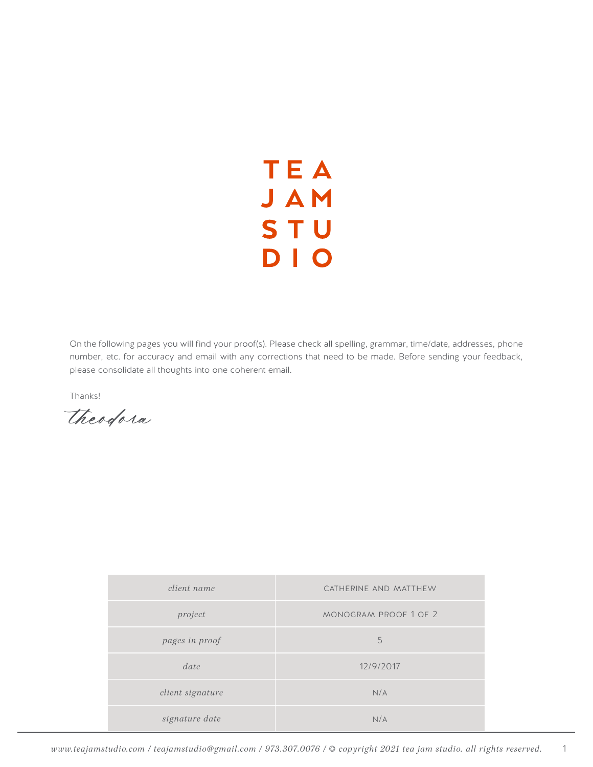# TEA JAM STUDIO

On the following pages you will find your proof(s). Please check all spelling, grammar, time/date, addresses, phone number, etc. for accuracy and email with any corrections that need to be made. Before sending your feedback, please consolidate all thoughts into one coherent email.

Thanks!

*Theodora*

| | |
|---|---|
| *client name* | CATHERINE AND MATTHEW |
| *project* | MONOGRAM PROOF 1 OF 2 |
| *pages in proof* | 5 |
| *date* | 12/9/2017 |
| *client signature* | N/A |
| *signature date* | N/A |

*www.teajamstudio.com / teajamstudio@gmail.com / 973.307.0076 / © copyright 2021 tea jam studio. all rights reserved.*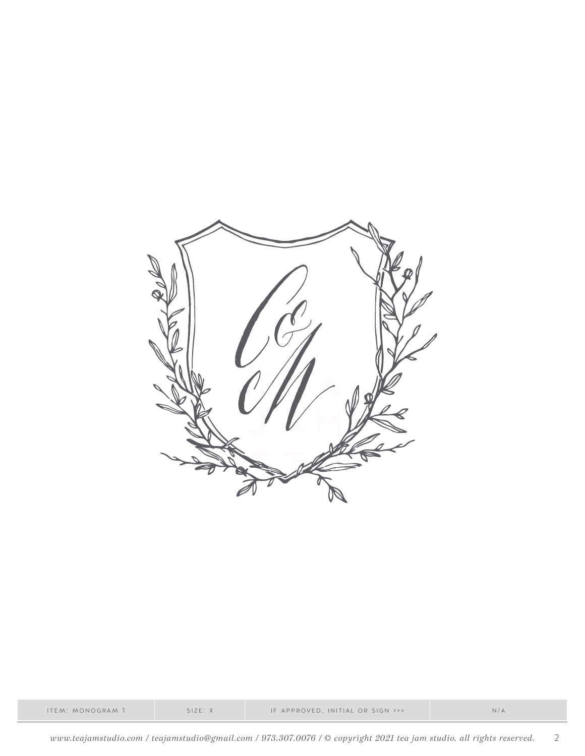| ITEM: MONOGRAM 1 | SIZE: X | IF APPROVED, INITIAL OR SIGN >>> | N/A |
| --- | --- | --- | --- |

*www.teajamstudio.com / teajamstudio@gmail.com / 973.307.0076 / © copyright 2021 tea jam studio. all rights reserved.*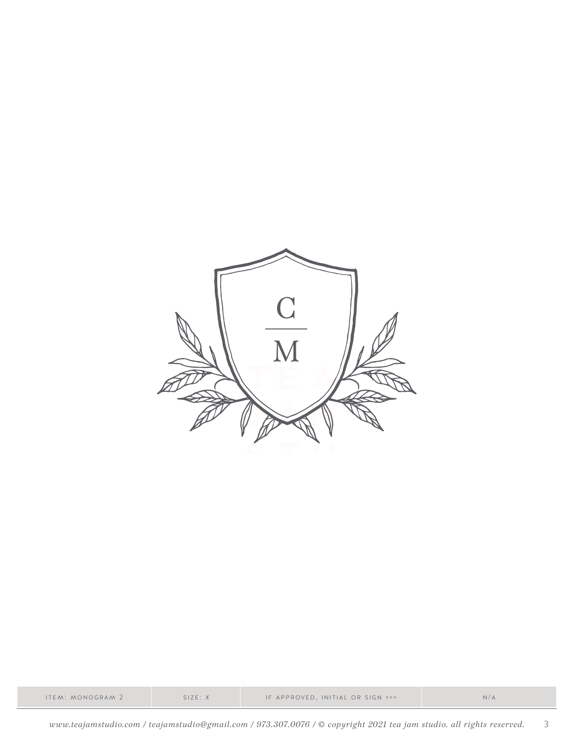C

M

| ITEM: MONOGRAM 2 | SIZE: X | IF APPROVED, INITIAL OR SIGN >>> | N/A |
| --- | --- | --- | --- |

*www.teajamstudio.com / teajamstudio@gmail.com / 973.307.0076 / © copyright 2021 tea jam studio. all rights reserved.*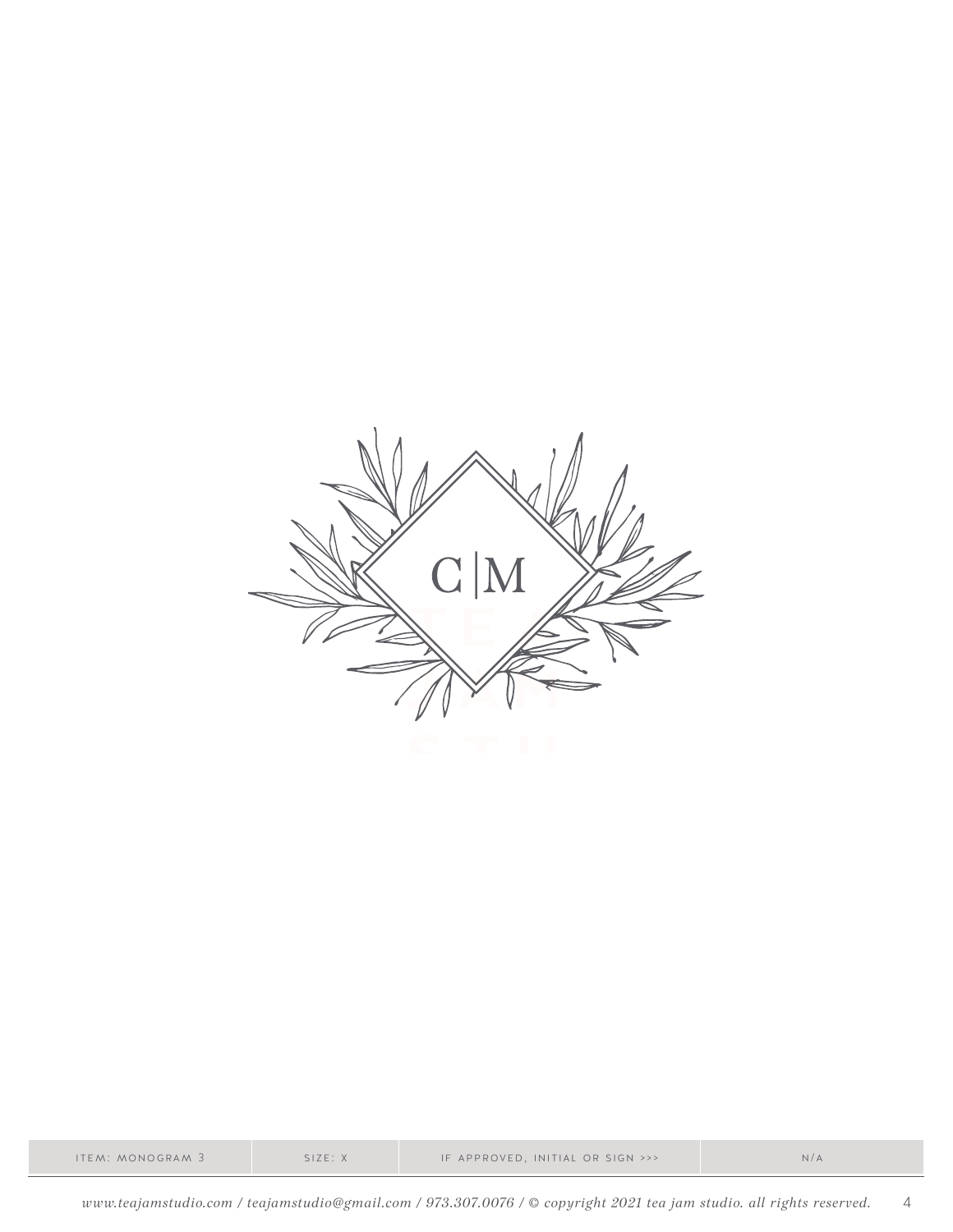C|M

| ITEM: MONOGRAM 3 | SIZE: X | IF APPROVED, INITIAL OR SIGN >>> | N/A |
| --- | --- | --- | --- |

*www.teajamstudio.com / teajamstudio@gmail.com / 973.307.0076 / © copyright 2021 tea jam studio. all rights reserved.*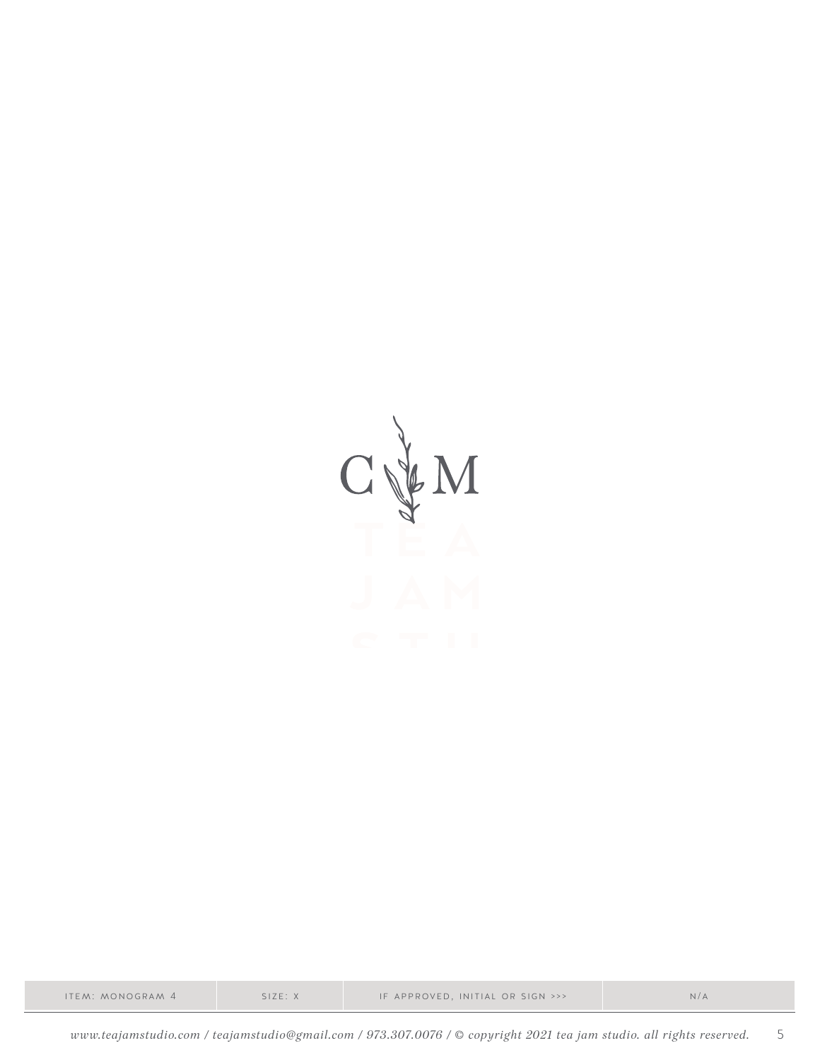C M

TEA
JAM
STU

| | | | |
|---|---|---|---|
| ITEM: MONOGRAM 4 | SIZE: X | IF APPROVED, INITIAL OR SIGN >>> | N/A |

*www.teajamstudio.com / teajamstudio@gmail.com / 973.307.0076 / © copyright 2021 tea jam studio. all rights reserved.*